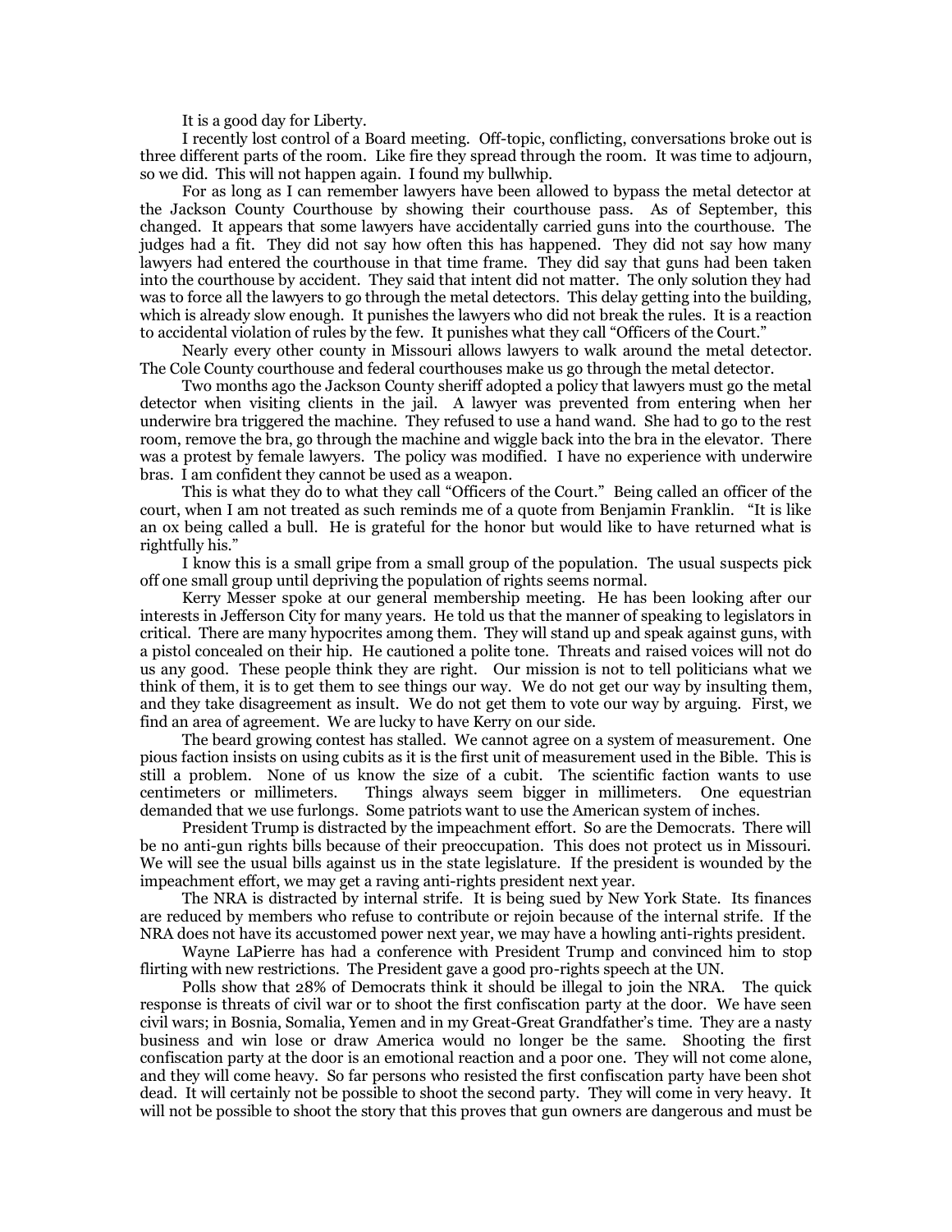It is a good day for Liberty.

I recently lost control of a Board meeting. Off-topic, conflicting, conversations broke out is three different parts of the room. Like fire they spread through the room. It was time to adjourn, so we did. This will not happen again. I found my bullwhip.

For as long as I can remember lawyers have been allowed to bypass the metal detector at the Jackson County Courthouse by showing their courthouse pass. As of September, this changed. It appears that some lawyers have accidentally carried guns into the courthouse. The judges had a fit. They did not say how often this has happened. They did not say how many lawyers had entered the courthouse in that time frame. They did say that guns had been taken into the courthouse by accident. They said that intent did not matter. The only solution they had was to force all the lawyers to go through the metal detectors. This delay getting into the building, which is already slow enough. It punishes the lawyers who did not break the rules. It is a reaction to accidental violation of rules by the few. It punishes what they call "Officers of the Court."

Nearly every other county in Missouri allows lawyers to walk around the metal detector. The Cole County courthouse and federal courthouses make us go through the metal detector.

Two months ago the Jackson County sheriff adopted a policy that lawyers must go the metal detector when visiting clients in the jail. A lawyer was prevented from entering when her underwire bra triggered the machine. They refused to use a hand wand. She had to go to the rest room, remove the bra, go through the machine and wiggle back into the bra in the elevator. There was a protest by female lawyers. The policy was modified. I have no experience with underwire bras. I am confident they cannot be used as a weapon.

This is what they do to what they call "Officers of the Court." Being called an officer of the court, when I am not treated as such reminds me of a quote from Benjamin Franklin. "It is like an ox being called a bull. He is grateful for the honor but would like to have returned what is rightfully his."

I know this is a small gripe from a small group of the population. The usual suspects pick off one small group until depriving the population of rights seems normal.

Kerry Messer spoke at our general membership meeting. He has been looking after our interests in Jefferson City for many years. He told us that the manner of speaking to legislators in critical. There are many hypocrites among them. They will stand up and speak against guns, with a pistol concealed on their hip. He cautioned a polite tone. Threats and raised voices will not do us any good. These people think they are right. Our mission is not to tell politicians what we think of them, it is to get them to see things our way. We do not get our way by insulting them, and they take disagreement as insult. We do not get them to vote our way by arguing. First, we find an area of agreement. We are lucky to have Kerry on our side.

The beard growing contest has stalled. We cannot agree on a system of measurement. One pious faction insists on using cubits as it is the first unit of measurement used in the Bible. This is still a problem. None of us know the size of a cubit. The scientific faction wants to use centimeters or millimeters. Things always seem bigger in millimeters. One equestrian demanded that we use furlongs. Some patriots want to use the American system of inches.

President Trump is distracted by the impeachment effort. So are the Democrats. There will be no anti-gun rights bills because of their preoccupation. This does not protect us in Missouri. We will see the usual bills against us in the state legislature. If the president is wounded by the impeachment effort, we may get a raving anti-rights president next year.

The NRA is distracted by internal strife. It is being sued by New York State. Its finances are reduced by members who refuse to contribute or rejoin because of the internal strife. If the NRA does not have its accustomed power next year, we may have a howling anti-rights president.

Wayne LaPierre has had a conference with President Trump and convinced him to stop flirting with new restrictions. The President gave a good pro-rights speech at the UN.

Polls show that 28% of Democrats think it should be illegal to join the NRA. The quick response is threats of civil war or to shoot the first confiscation party at the door. We have seen civil wars; in Bosnia, Somalia, Yemen and in my Great-Great Grandfather's time. They are a nasty business and win lose or draw America would no longer be the same. Shooting the first confiscation party at the door is an emotional reaction and a poor one. They will not come alone, and they will come heavy. So far persons who resisted the first confiscation party have been shot dead. It will certainly not be possible to shoot the second party. They will come in very heavy. It will not be possible to shoot the story that this proves that gun owners are dangerous and must be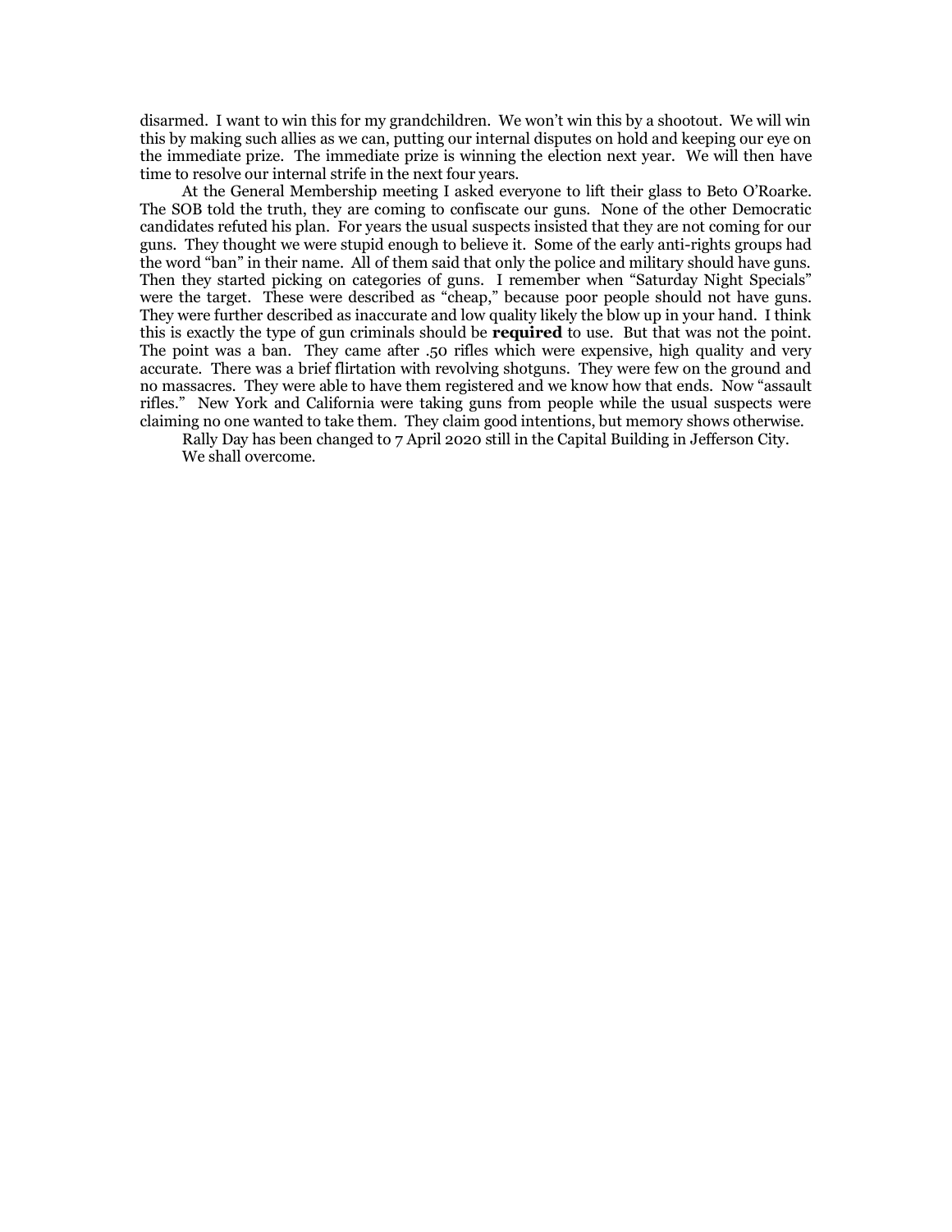disarmed. I want to win this for my grandchildren. We won't win this by a shootout. We will win this by making such allies as we can, putting our internal disputes on hold and keeping our eye on the immediate prize. The immediate prize is winning the election next year. We will then have time to resolve our internal strife in the next four years.

At the General Membership meeting I asked everyone to lift their glass to Beto O'Roarke. The SOB told the truth, they are coming to confiscate our guns. None of the other Democratic candidates refuted his plan. For years the usual suspects insisted that they are not coming for our guns. They thought we were stupid enough to believe it. Some of the early anti-rights groups had the word "ban" in their name. All of them said that only the police and military should have guns. Then they started picking on categories of guns. I remember when "Saturday Night Specials" were the target. These were described as "cheap," because poor people should not have guns. They were further described as inaccurate and low quality likely the blow up in your hand. I think this is exactly the type of gun criminals should be **required** to use. But that was not the point. The point was a ban. They came after .50 rifles which were expensive, high quality and very accurate. There was a brief flirtation with revolving shotguns. They were few on the ground and no massacres. They were able to have them registered and we know how that ends. Now "assault rifles." New York and California were taking guns from people while the usual suspects were claiming no one wanted to take them. They claim good intentions, but memory shows otherwise.

Rally Day has been changed to 7 April 2020 still in the Capital Building in Jefferson City.

We shall overcome.